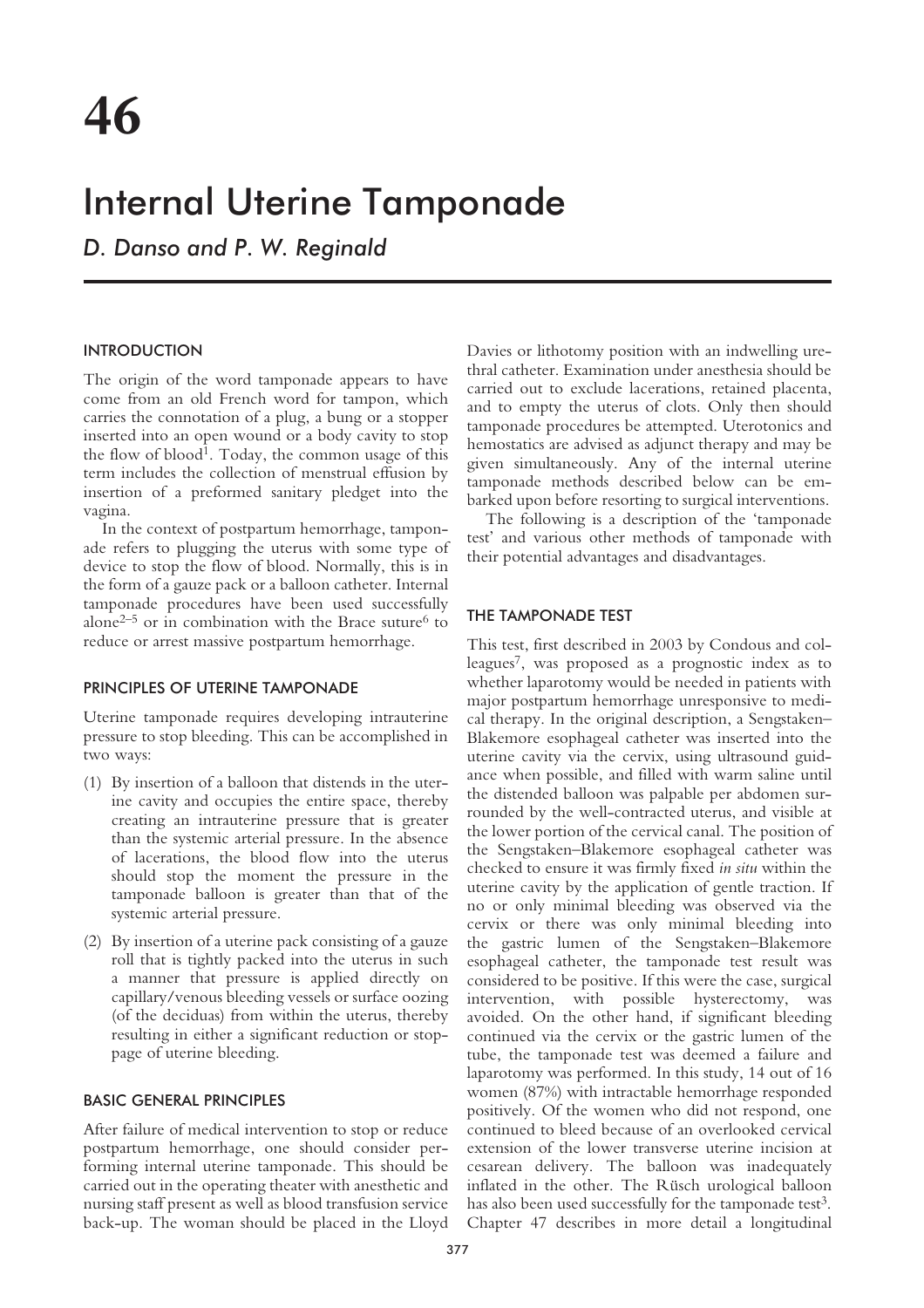# 46

# Internal Uterine Tamponade

*D. Danso and P. W. Reginald*

## INTRODUCTION

The origin of the word tamponade appears to have come from an old French word for tampon, which carries the connotation of a plug, a bung or a stopper inserted into an open wound or a body cavity to stop the flow of blood[1]. Today, the common usage of this term includes the collection of menstrual effusion by insertion of a preformed sanitary pledget into the vagina.

In the context of postpartum hemorrhage, tamponade refers to plugging the uterus with some type of device to stop the flow of blood. Normally, this is in the form of a gauze pack or a balloon catheter. Internal tamponade procedures have been used successfully alone[2–5] or in combination with the Brace suture[6] to reduce or arrest massive postpartum hemorrhage.

## PRINCIPLES OF UTERINE TAMPONADE

Uterine tamponade requires developing intrauterine pressure to stop bleeding. This can be accomplished in two ways:

(1) By insertion of a balloon that distends in the uterine cavity and occupies the entire space, thereby creating an intrauterine pressure that is greater than the systemic arterial pressure. In the absence of lacerations, the blood flow into the uterus should stop the moment the pressure in the tamponade balloon is greater than that of the systemic arterial pressure.

(2) By insertion of a uterine pack consisting of a gauze roll that is tightly packed into the uterus in such a manner that pressure is applied directly on capillary/venous bleeding vessels or surface oozing (of the deciduas) from within the uterus, thereby resulting in either a significant reduction or stoppage of uterine bleeding.

## BASIC GENERAL PRINCIPLES

After failure of medical intervention to stop or reduce postpartum hemorrhage, one should consider performing internal uterine tamponade. This should be carried out in the operating theater with anesthetic and nursing staff present as well as blood transfusion service back-up. The woman should be placed in the Lloyd Davies or lithotomy position with an indwelling urethral catheter. Examination under anesthesia should be carried out to exclude lacerations, retained placenta, and to empty the uterus of clots. Only then should tamponade procedures be attempted. Uterotonics and hemostatics are advised as adjunct therapy and may be given simultaneously. Any of the internal uterine tamponade methods described below can be embarked upon before resorting to surgical interventions.

The following is a description of the 'tamponade test' and various other methods of tamponade with their potential advantages and disadvantages.

## THE TAMPONADE TEST

This test, first described in 2003 by Condous and colleagues[7], was proposed as a prognostic index as to whether laparotomy would be needed in patients with major postpartum hemorrhage unresponsive to medical therapy. In the original description, a Sengstaken–Blakemore esophageal catheter was inserted into the uterine cavity via the cervix, using ultrasound guidance when possible, and filled with warm saline until the distended balloon was palpable per abdomen surrounded by the well-contracted uterus, and visible at the lower portion of the cervical canal. The position of the Sengstaken–Blakemore esophageal catheter was checked to ensure it was firmly fixed *in situ* within the uterine cavity by the application of gentle traction. If no or only minimal bleeding was observed via the cervix or there was only minimal bleeding into the gastric lumen of the Sengstaken–Blakemore esophageal catheter, the tamponade test result was considered to be positive. If this were the case, surgical intervention, with possible hysterectomy, was avoided. On the other hand, if significant bleeding continued via the cervix or the gastric lumen of the tube, the tamponade test was deemed a failure and laparotomy was performed. In this study, 14 out of 16 women (87%) with intractable hemorrhage responded positively. Of the women who did not respond, one continued to bleed because of an overlooked cervical extension of the lower transverse uterine incision at cesarean delivery. The balloon was inadequately inflated in the other. The Rüsch urological balloon has also been used successfully for the tamponade test[3]. Chapter 47 describes in more detail a longitudinal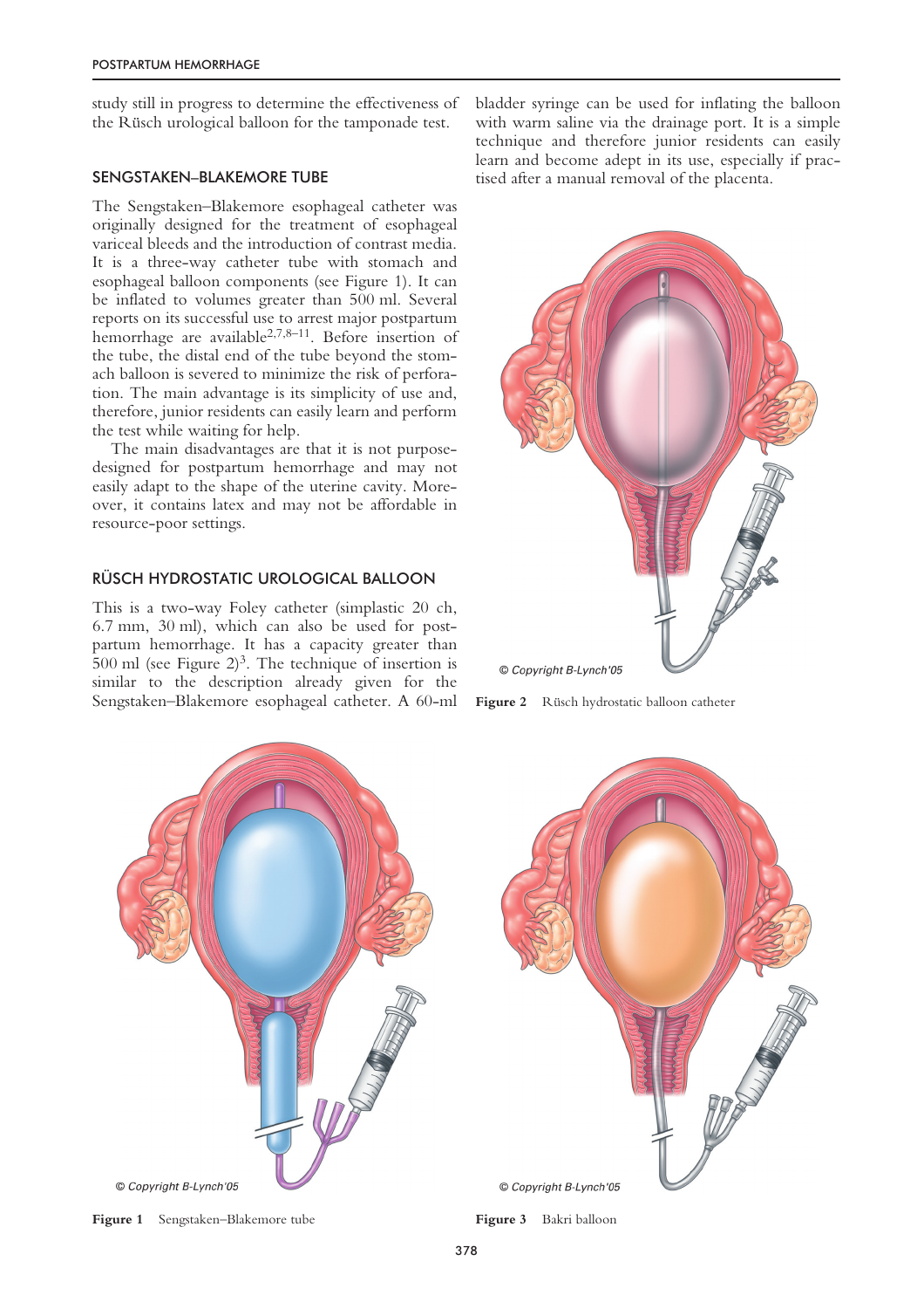study still in progress to determine the effectiveness of the Rüsch urological balloon for the tamponade test.

## SENGSTAKEN–BLAKEMORE TUBE

The Sengstaken–Blakemore esophageal catheter was originally designed for the treatment of esophageal variceal bleeds and the introduction of contrast media. It is a three-way catheter tube with stomach and esophageal balloon components (see Figure 1). It can be inflated to volumes greater than 500 ml. Several reports on its successful use to arrest major postpartum hemorrhage are available[2,7,8–11]. Before insertion of the tube, the distal end of the tube beyond the stomach balloon is severed to minimize the risk of perforation. The main advantage is its simplicity of use and, therefore, junior residents can easily learn and perform the test while waiting for help.

The main disadvantages are that it is not purpose-designed for postpartum hemorrhage and may not easily adapt to the shape of the uterine cavity. Moreover, it contains latex and may not be affordable in resource-poor settings.

## RÜSCH HYDROSTATIC UROLOGICAL BALLOON

This is a two-way Foley catheter (simplastic 20 ch, 6.7 mm, 30 ml), which can also be used for postpartum hemorrhage. It has a capacity greater than 500 ml (see Figure 2)[3]. The technique of insertion is similar to the description already given for the Sengstaken–Blakemore esophageal catheter. A 60-ml bladder syringe can be used for inflating the balloon with warm saline via the drainage port. It is a simple technique and therefore junior residents can easily learn and become adept in its use, especially if practised after a manual removal of the placenta.

© Copyright B-Lynch'05

**Figure 2** Rüsch hydrostatic balloon catheter

© Copyright B-Lynch'05

**Figure 1** Sengstaken–Blakemore tube

© Copyright B-Lynch'05

**Figure 3** Bakri balloon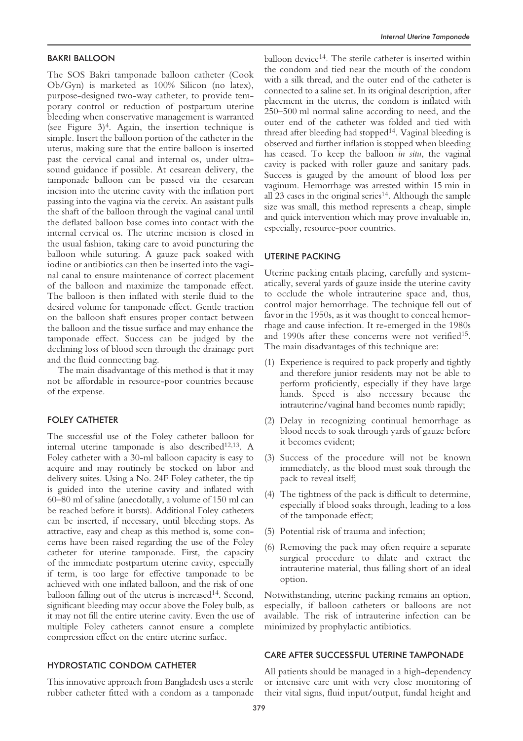## BAKRI BALLOON

The SOS Bakri tamponade balloon catheter (Cook Ob/Gyn) is marketed as 100% Silicon (no latex), purpose-designed two-way catheter, to provide temporary control or reduction of postpartum uterine bleeding when conservative management is warranted (see Figure 3)[4]. Again, the insertion technique is simple. Insert the balloon portion of the catheter in the uterus, making sure that the entire balloon is inserted past the cervical canal and internal os, under ultrasound guidance if possible. At cesarean delivery, the tamponade balloon can be passed via the cesarean incision into the uterine cavity with the inflation port passing into the vagina via the cervix. An assistant pulls the shaft of the balloon through the vaginal canal until the deflated balloon base comes into contact with the internal cervical os. The uterine incision is closed in the usual fashion, taking care to avoid puncturing the balloon while suturing. A gauze pack soaked with iodine or antibiotics can then be inserted into the vaginal canal to ensure maintenance of correct placement of the balloon and maximize the tamponade effect. The balloon is then inflated with sterile fluid to the desired volume for tamponade effect. Gentle traction on the balloon shaft ensures proper contact between the balloon and the tissue surface and may enhance the tamponade effect. Success can be judged by the declining loss of blood seen through the drainage port and the fluid connecting bag.

The main disadvantage of this method is that it may not be affordable in resource-poor countries because of the expense.

## FOLEY CATHETER

The successful use of the Foley catheter balloon for internal uterine tamponade is also described[12,13]. A Foley catheter with a 30-ml balloon capacity is easy to acquire and may routinely be stocked on labor and delivery suites. Using a No. 24F Foley catheter, the tip is guided into the uterine cavity and inflated with 60–80 ml of saline (anecdotally, a volume of 150 ml can be reached before it bursts). Additional Foley catheters can be inserted, if necessary, until bleeding stops. As attractive, easy and cheap as this method is, some concerns have been raised regarding the use of the Foley catheter for uterine tamponade. First, the capacity of the immediate postpartum uterine cavity, especially if term, is too large for effective tamponade to be achieved with one inflated balloon, and the risk of one balloon falling out of the uterus is increased[14]. Second, significant bleeding may occur above the Foley bulb, as it may not fill the entire uterine cavity. Even the use of multiple Foley catheters cannot ensure a complete compression effect on the entire uterine surface.

## HYDROSTATIC CONDOM CATHETER

This innovative approach from Bangladesh uses a sterile rubber catheter fitted with a condom as a tamponade balloon device[14]. The sterile catheter is inserted within the condom and tied near the mouth of the condom with a silk thread, and the outer end of the catheter is connected to a saline set. In its original description, after placement in the uterus, the condom is inflated with 250–500 ml normal saline according to need, and the outer end of the catheter was folded and tied with thread after bleeding had stopped[14]. Vaginal bleeding is observed and further inflation is stopped when bleeding has ceased. To keep the balloon *in situ*, the vaginal cavity is packed with roller gauze and sanitary pads. Success is gauged by the amount of blood loss per vaginum. Hemorrhage was arrested within 15 min in all 23 cases in the original series[14]. Although the sample size was small, this method represents a cheap, simple and quick intervention which may prove invaluable in, especially, resource-poor countries.

## UTERINE PACKING

Uterine packing entails placing, carefully and systematically, several yards of gauze inside the uterine cavity to occlude the whole intrauterine space and, thus, control major hemorrhage. The technique fell out of favor in the 1950s, as it was thought to conceal hemorrhage and cause infection. It re-emerged in the 1980s and 1990s after these concerns were not verified[15]. The main disadvantages of this technique are:

1. Experience is required to pack properly and tightly and therefore junior residents may not be able to perform proficiently, especially if they have large hands. Speed is also necessary because the intrauterine/vaginal hand becomes numb rapidly;
2. Delay in recognizing continual hemorrhage as blood needs to soak through yards of gauze before it becomes evident;
3. Success of the procedure will not be known immediately, as the blood must soak through the pack to reveal itself;
4. The tightness of the pack is difficult to determine, especially if blood soaks through, leading to a loss of the tamponade effect;
5. Potential risk of trauma and infection;
6. Removing the pack may often require a separate surgical procedure to dilate and extract the intrauterine material, thus falling short of an ideal option.

Notwithstanding, uterine packing remains an option, especially, if balloon catheters or balloons are not available. The risk of intrauterine infection can be minimized by prophylactic antibiotics.

## CARE AFTER SUCCESSFUL UTERINE TAMPONADE

All patients should be managed in a high-dependency or intensive care unit with very close monitoring of their vital signs, fluid input/output, fundal height and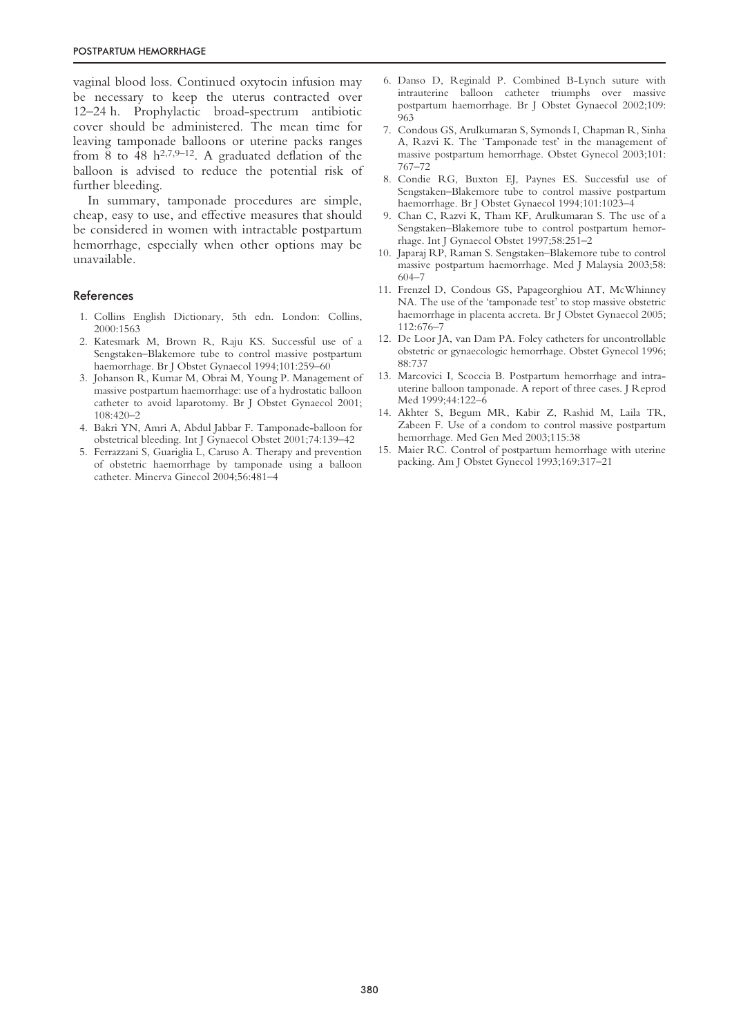vaginal blood loss. Continued oxytocin infusion may be necessary to keep the uterus contracted over 12–24 h. Prophylactic broad-spectrum antibiotic cover should be administered. The mean time for leaving tamponade balloons or uterine packs ranges from 8 to 48 h[2,7,9–12]. A graduated deflation of the balloon is advised to reduce the potential risk of further bleeding.

In summary, tamponade procedures are simple, cheap, easy to use, and effective measures that should be considered in women with intractable postpartum hemorrhage, especially when other options may be unavailable.

## References

1. Collins English Dictionary, 5th edn. London: Collins, 2000:1563
2. Katesmark M, Brown R, Raju KS. Successful use of a Sengstaken–Blakemore tube to control massive postpartum haemorrhage. Br J Obstet Gynaecol 1994;101:259–60
3. Johanson R, Kumar M, Obrai M, Young P. Management of massive postpartum haemorrhage: use of a hydrostatic balloon catheter to avoid laparotomy. Br J Obstet Gynaecol 2001; 108:420–2
4. Bakri YN, Amri A, Abdul Jabbar F. Tamponade-balloon for obstetrical bleeding. Int J Gynaecol Obstet 2001;74:139–42
5. Ferrazzani S, Guariglia L, Caruso A. Therapy and prevention of obstetric haemorrhage by tamponade using a balloon catheter. Minerva Ginecol 2004;56:481–4
6. Danso D, Reginald P. Combined B-Lynch suture with intrauterine balloon catheter triumphs over massive postpartum haemorrhage. Br J Obstet Gynaecol 2002;109: 963
7. Condous GS, Arulkumaran S, Symonds I, Chapman R, Sinha A, Razvi K. The 'Tamponade test' in the management of massive postpartum hemorrhage. Obstet Gynecol 2003;101: 767–72
8. Condie RG, Buxton EJ, Paynes ES. Successful use of Sengstaken–Blakemore tube to control massive postpartum haemorrhage. Br J Obstet Gynaecol 1994;101:1023–4
9. Chan C, Razvi K, Tham KF, Arulkumaran S. The use of a Sengstaken–Blakemore tube to control postpartum hemorrhage. Int J Gynaecol Obstet 1997;58:251–2
10. Japaraj RP, Raman S. Sengstaken–Blakemore tube to control massive postpartum haemorrhage. Med J Malaysia 2003;58: 604–7
11. Frenzel D, Condous GS, Papageorghiou AT, McWhinney NA. The use of the 'tamponade test' to stop massive obstetric haemorrhage in placenta accreta. Br J Obstet Gynaecol 2005; 112:676–7
12. De Loor JA, van Dam PA. Foley catheters for uncontrollable obstetric or gynaecologic hemorrhage. Obstet Gynecol 1996; 88:737
13. Marcovici I, Scoccia B. Postpartum hemorrhage and intrauterine balloon tamponade. A report of three cases. J Reprod Med 1999;44:122–6
14. Akhter S, Begum MR, Kabir Z, Rashid M, Laila TR, Zabeen F. Use of a condom to control massive postpartum hemorrhage. Med Gen Med 2003;115:38
15. Maier RC. Control of postpartum hemorrhage with uterine packing. Am J Obstet Gynecol 1993;169:317–21